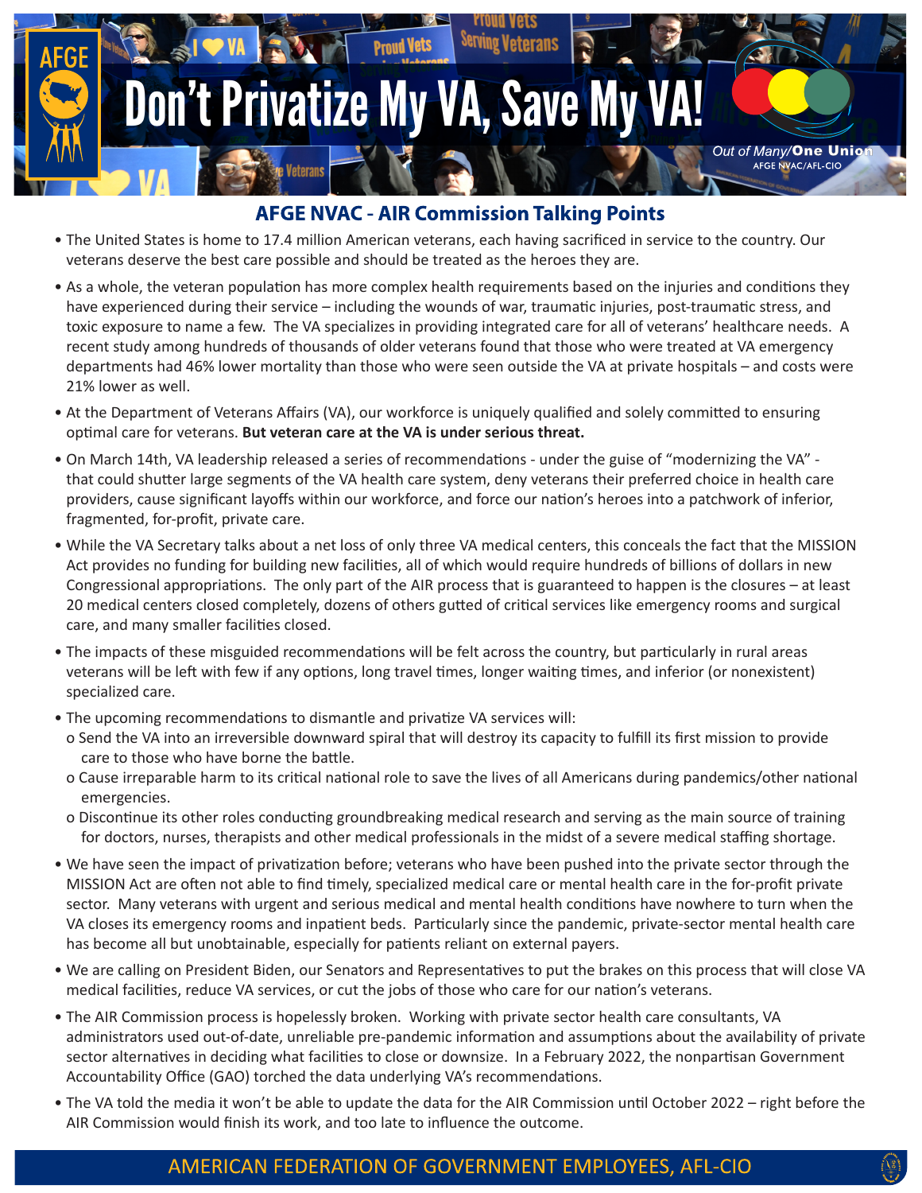# Don't Privatize My VA, Save My VA!

*Out of Many/***One Union**
AFGE NVAC/AFL-CIO

## AFGE NVAC - AIR Commission Talking Points

- The United States is home to 17.4 million American veterans, each having sacrificed in service to the country. Our veterans deserve the best care possible and should be treated as the heroes they are.
- As a whole, the veteran population has more complex health requirements based on the injuries and conditions they have experienced during their service – including the wounds of war, traumatic injuries, post-traumatic stress, and toxic exposure to name a few. The VA specializes in providing integrated care for all of veterans' healthcare needs. A recent study among hundreds of thousands of older veterans found that those who were treated at VA emergency departments had 46% lower mortality than those who were seen outside the VA at private hospitals – and costs were 21% lower as well.
- At the Department of Veterans Affairs (VA), our workforce is uniquely qualified and solely committed to ensuring optimal care for veterans. **But veteran care at the VA is under serious threat.**
- On March 14th, VA leadership released a series of recommendations - under the guise of "modernizing the VA" - that could shutter large segments of the VA health care system, deny veterans their preferred choice in health care providers, cause significant layoffs within our workforce, and force our nation's heroes into a patchwork of inferior, fragmented, for-profit, private care.
- While the VA Secretary talks about a net loss of only three VA medical centers, this conceals the fact that the MISSION Act provides no funding for building new facilities, all of which would require hundreds of billions of dollars in new Congressional appropriations. The only part of the AIR process that is guaranteed to happen is the closures – at least 20 medical centers closed completely, dozens of others gutted of critical services like emergency rooms and surgical care, and many smaller facilities closed.
- The impacts of these misguided recommendations will be felt across the country, but particularly in rural areas veterans will be left with few if any options, long travel times, longer waiting times, and inferior (or nonexistent) specialized care.
- The upcoming recommendations to dismantle and privatize VA services will:
  - Send the VA into an irreversible downward spiral that will destroy its capacity to fulfill its first mission to provide care to those who have borne the battle.
  - Cause irreparable harm to its critical national role to save the lives of all Americans during pandemics/other national emergencies.
  - Discontinue its other roles conducting groundbreaking medical research and serving as the main source of training for doctors, nurses, therapists and other medical professionals in the midst of a severe medical staffing shortage.
- We have seen the impact of privatization before; veterans who have been pushed into the private sector through the MISSION Act are often not able to find timely, specialized medical care or mental health care in the for-profit private sector. Many veterans with urgent and serious medical and mental health conditions have nowhere to turn when the VA closes its emergency rooms and inpatient beds. Particularly since the pandemic, private-sector mental health care has become all but unobtainable, especially for patients reliant on external payers.
- We are calling on President Biden, our Senators and Representatives to put the brakes on this process that will close VA medical facilities, reduce VA services, or cut the jobs of those who care for our nation's veterans.
- The AIR Commission process is hopelessly broken. Working with private sector health care consultants, VA administrators used out-of-date, unreliable pre-pandemic information and assumptions about the availability of private sector alternatives in deciding what facilities to close or downsize. In a February 2022, the nonpartisan Government Accountability Office (GAO) torched the data underlying VA's recommendations.
- The VA told the media it won't be able to update the data for the AIR Commission until October 2022 – right before the AIR Commission would finish its work, and too late to influence the outcome.

AMERICAN FEDERATION OF GOVERNMENT EMPLOYEES, AFL-CIO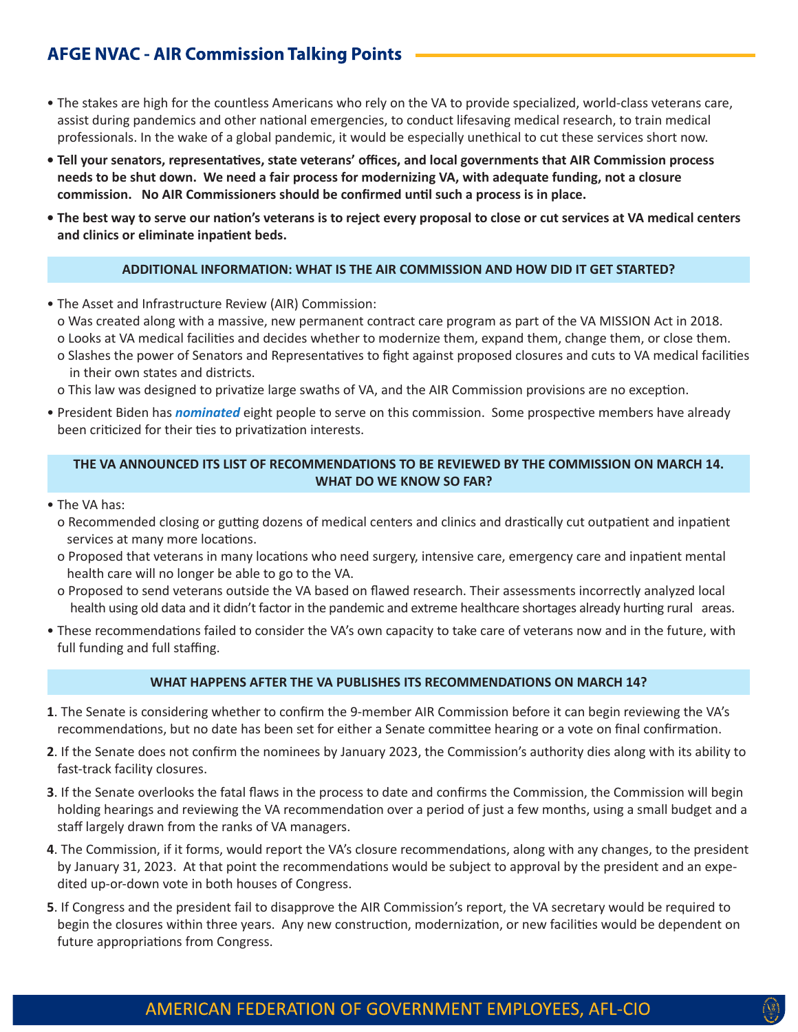## AFGE NVAC - AIR Commission Talking Points

- The stakes are high for the countless Americans who rely on the VA to provide specialized, world-class veterans care, assist during pandemics and other national emergencies, to conduct lifesaving medical research, to train medical professionals. In the wake of a global pandemic, it would be especially unethical to cut these services short now.
- **Tell your senators, representatives, state veterans' offices, and local governments that AIR Commission process needs to be shut down. We need a fair process for modernizing VA, with adequate funding, not a closure commission. No AIR Commissioners should be confirmed until such a process is in place.**
- **The best way to serve our nation's veterans is to reject every proposal to close or cut services at VA medical centers and clinics or eliminate inpatient beds.**

### ADDITIONAL INFORMATION: WHAT IS THE AIR COMMISSION AND HOW DID IT GET STARTED?

- The Asset and Infrastructure Review (AIR) Commission:
  - Was created along with a massive, new permanent contract care program as part of the VA MISSION Act in 2018.
  - Looks at VA medical facilities and decides whether to modernize them, expand them, change them, or close them.
  - Slashes the power of Senators and Representatives to fight against proposed closures and cuts to VA medical facilities in their own states and districts.
  - This law was designed to privatize large swaths of VA, and the AIR Commission provisions are no exception.
- President Biden has ***nominated*** eight people to serve on this commission. Some prospective members have already been criticized for their ties to privatization interests.

### THE VA ANNOUNCED ITS LIST OF RECOMMENDATIONS TO BE REVIEWED BY THE COMMISSION ON MARCH 14. WHAT DO WE KNOW SO FAR?

- The VA has:
  - Recommended closing or gutting dozens of medical centers and clinics and drastically cut outpatient and inpatient services at many more locations.
  - Proposed that veterans in many locations who need surgery, intensive care, emergency care and inpatient mental health care will no longer be able to go to the VA.
  - Proposed to send veterans outside the VA based on flawed research. Their assessments incorrectly analyzed local health using old data and it didn't factor in the pandemic and extreme healthcare shortages already hurting rural areas.
- These recommendations failed to consider the VA's own capacity to take care of veterans now and in the future, with full funding and full staffing.

### WHAT HAPPENS AFTER THE VA PUBLISHES ITS RECOMMENDATIONS ON MARCH 14?

**1**. The Senate is considering whether to confirm the 9-member AIR Commission before it can begin reviewing the VA's recommendations, but no date has been set for either a Senate committee hearing or a vote on final confirmation.

**2**. If the Senate does not confirm the nominees by January 2023, the Commission's authority dies along with its ability to fast-track facility closures.

**3**. If the Senate overlooks the fatal flaws in the process to date and confirms the Commission, the Commission will begin holding hearings and reviewing the VA recommendation over a period of just a few months, using a small budget and a staff largely drawn from the ranks of VA managers.

**4**. The Commission, if it forms, would report the VA's closure recommendations, along with any changes, to the president by January 31, 2023. At that point the recommendations would be subject to approval by the president and an expedited up-or-down vote in both houses of Congress.

**5**. If Congress and the president fail to disapprove the AIR Commission's report, the VA secretary would be required to begin the closures within three years. Any new construction, modernization, or new facilities would be dependent on future appropriations from Congress.

AMERICAN FEDERATION OF GOVERNMENT EMPLOYEES, AFL-CIO